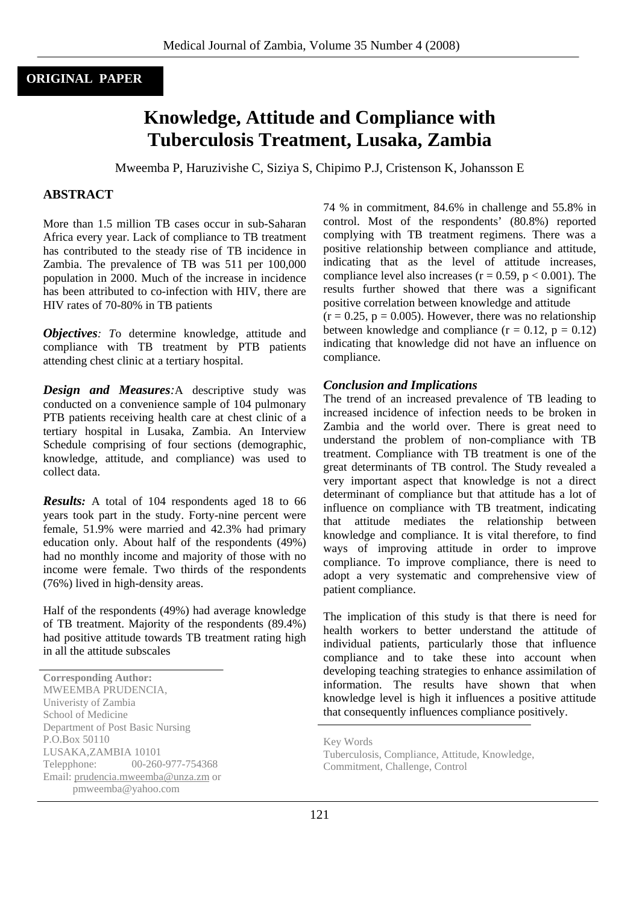ORIGINAL PAPER

# Knowledge, Attitude and Compliance with Tuberculosis Treatment, Lusaka, Zambia

Mweemba P, Haruzivishe C, Siziya S, Chipimo P.J, Cristenson K, Johansson E

## ABSTRACT

More than 1.5 million TB cases occur in sub-Saharan Africa every year. Lack of compliance to TB treatment has contributed to the steady rise of TB incidence in Zambia. The prevalence of TB was 511 per 100,000 population in 2000. Much of the increase in incidence has been attributed to co-infection with HIV, there are HIV rates of 70-80% in TB patients

***Objectives**: To* determine knowledge, attitude and compliance with TB treatment by PTB patients attending chest clinic at a tertiary hospital.

***Design and Measures**:*A descriptive study was conducted on a convenience sample of 104 pulmonary PTB patients receiving health care at chest clinic of a tertiary hospital in Lusaka, Zambia. An Interview Schedule comprising of four sections (demographic, knowledge, attitude, and compliance) was used to collect data.

***Results:*** A total of 104 respondents aged 18 to 66 years took part in the study. Forty-nine percent were female, 51.9% were married and 42.3% had primary education only. About half of the respondents (49%) had no monthly income and majority of those with no income were female. Two thirds of the respondents (76%) lived in high-density areas.

Half of the respondents (49%) had average knowledge of TB treatment. Majority of the respondents (89.4%) had positive attitude towards TB treatment rating high in all the attitude subscales 74 % in commitment, 84.6% in challenge and 55.8% in control. Most of the respondents' (80.8%) reported complying with TB treatment regimens. There was a positive relationship between compliance and attitude, indicating that as the level of attitude increases, compliance level also increases ($r = 0.59$, $p < 0.001$). The results further showed that there was a significant positive correlation between knowledge and attitude ($r = 0.25$, $p = 0.005$). However, there was no relationship between knowledge and compliance ($r = 0.12$, $p = 0.12$) indicating that knowledge did not have an influence on compliance.

### *Conclusion and Implications*

The trend of an increased prevalence of TB leading to increased incidence of infection needs to be broken in Zambia and the world over. There is great need to understand the problem of non-compliance with TB treatment. Compliance with TB treatment is one of the great determinants of TB control. The Study revealed a very important aspect that knowledge is not a direct determinant of compliance but that attitude has a lot of influence on compliance with TB treatment, indicating that attitude mediates the relationship between knowledge and compliance. It is vital therefore, to find ways of improving attitude in order to improve compliance. To improve compliance, there is need to adopt a very systematic and comprehensive view of patient compliance.

The implication of this study is that there is need for health workers to better understand the attitude of individual patients, particularly those that influence compliance and to take these into account when developing teaching strategies to enhance assimilation of information. The results have shown that when knowledge level is high it influences a positive attitude that consequently influences compliance positively.

**Corresponding Author:**
MWEEMBA PRUDENCIA,
Univeristy of Zambia
School of Medicine
Department of Post Basic Nursing
P.O.Box 50110
LUSAKA,ZAMBIA 10101
Telepphone: 00-260-977-754368
Email: prudencia.mweemba@unza.zm or pmweemba@yahoo.com

Key Words
Tuberculosis, Compliance, Attitude, Knowledge, Commitment, Challenge, Control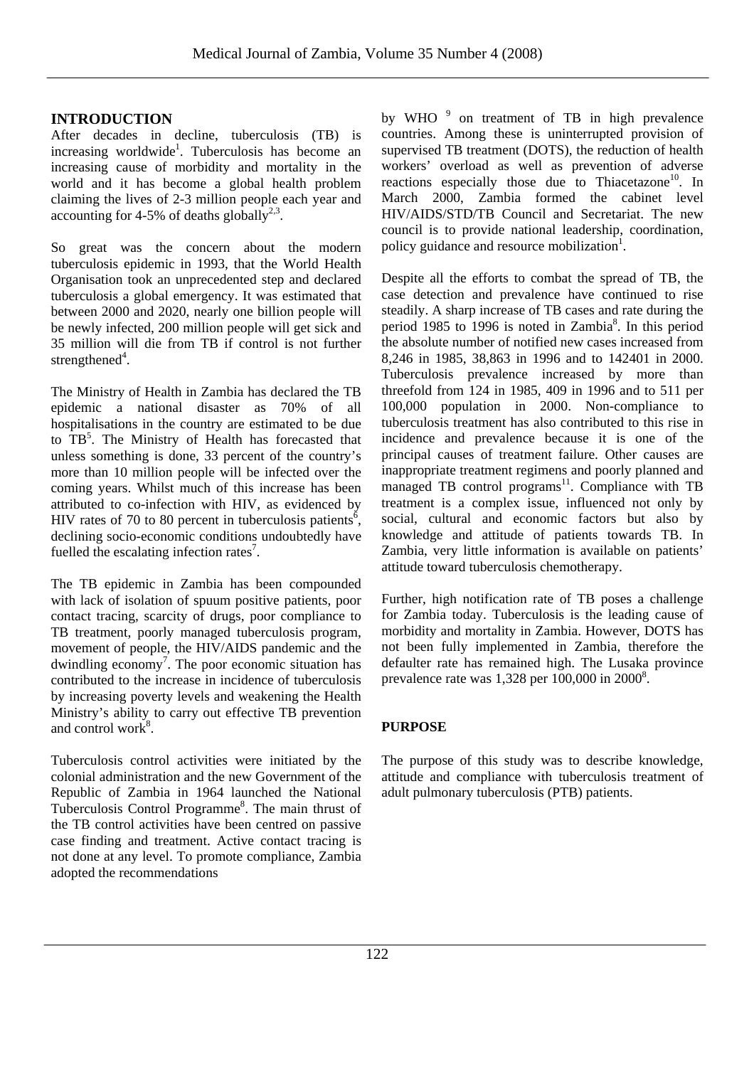## INTRODUCTION

After decades in decline, tuberculosis (TB) is increasing worldwide[1]. Tuberculosis has become an increasing cause of morbidity and mortality in the world and it has become a global health problem claiming the lives of 2-3 million people each year and accounting for 4-5% of deaths globally[2,3].

So great was the concern about the modern tuberculosis epidemic in 1993, that the World Health Organisation took an unprecedented step and declared tuberculosis a global emergency. It was estimated that between 2000 and 2020, nearly one billion people will be newly infected, 200 million people will get sick and 35 million will die from TB if control is not further strengthened[4].

The Ministry of Health in Zambia has declared the TB epidemic a national disaster as 70% of all hospitalisations in the country are estimated to be due to TB[5]. The Ministry of Health has forecasted that unless something is done, 33 percent of the country's more than 10 million people will be infected over the coming years. Whilst much of this increase has been attributed to co-infection with HIV, as evidenced by HIV rates of 70 to 80 percent in tuberculosis patients[6], declining socio-economic conditions undoubtedly have fuelled the escalating infection rates[7].

The TB epidemic in Zambia has been compounded with lack of isolation of spuum positive patients, poor contact tracing, scarcity of drugs, poor compliance to TB treatment, poorly managed tuberculosis program, movement of people, the HIV/AIDS pandemic and the dwindling economy[7]. The poor economic situation has contributed to the increase in incidence of tuberculosis by increasing poverty levels and weakening the Health Ministry's ability to carry out effective TB prevention and control work[8].

Tuberculosis control activities were initiated by the colonial administration and the new Government of the Republic of Zambia in 1964 launched the National Tuberculosis Control Programme[8]. The main thrust of the TB control activities have been centred on passive case finding and treatment. Active contact tracing is not done at any level. To promote compliance, Zambia adopted the recommendations by WHO [9] on treatment of TB in high prevalence countries. Among these is uninterrupted provision of supervised TB treatment (DOTS), the reduction of health workers' overload as well as prevention of adverse reactions especially those due to Thiacetazone[10]. In March 2000, Zambia formed the cabinet level HIV/AIDS/STD/TB Council and Secretariat. The new council is to provide national leadership, coordination, policy guidance and resource mobilization[1].

Despite all the efforts to combat the spread of TB, the case detection and prevalence have continued to rise steadily. A sharp increase of TB cases and rate during the period 1985 to 1996 is noted in Zambia[8]. In this period the absolute number of notified new cases increased from 8,246 in 1985, 38,863 in 1996 and to 142401 in 2000. Tuberculosis prevalence increased by more than threefold from 124 in 1985, 409 in 1996 and to 511 per 100,000 population in 2000. Non-compliance to tuberculosis treatment has also contributed to this rise in incidence and prevalence because it is one of the principal causes of treatment failure. Other causes are inappropriate treatment regimens and poorly planned and managed TB control programs[11]. Compliance with TB treatment is a complex issue, influenced not only by social, cultural and economic factors but also by knowledge and attitude of patients towards TB. In Zambia, very little information is available on patients' attitude toward tuberculosis chemotherapy.

Further, high notification rate of TB poses a challenge for Zambia today. Tuberculosis is the leading cause of morbidity and mortality in Zambia. However, DOTS has not been fully implemented in Zambia, therefore the defaulter rate has remained high. The Lusaka province prevalence rate was 1,328 per 100,000 in 2000[8].

## PURPOSE

The purpose of this study was to describe knowledge, attitude and compliance with tuberculosis treatment of adult pulmonary tuberculosis (PTB) patients.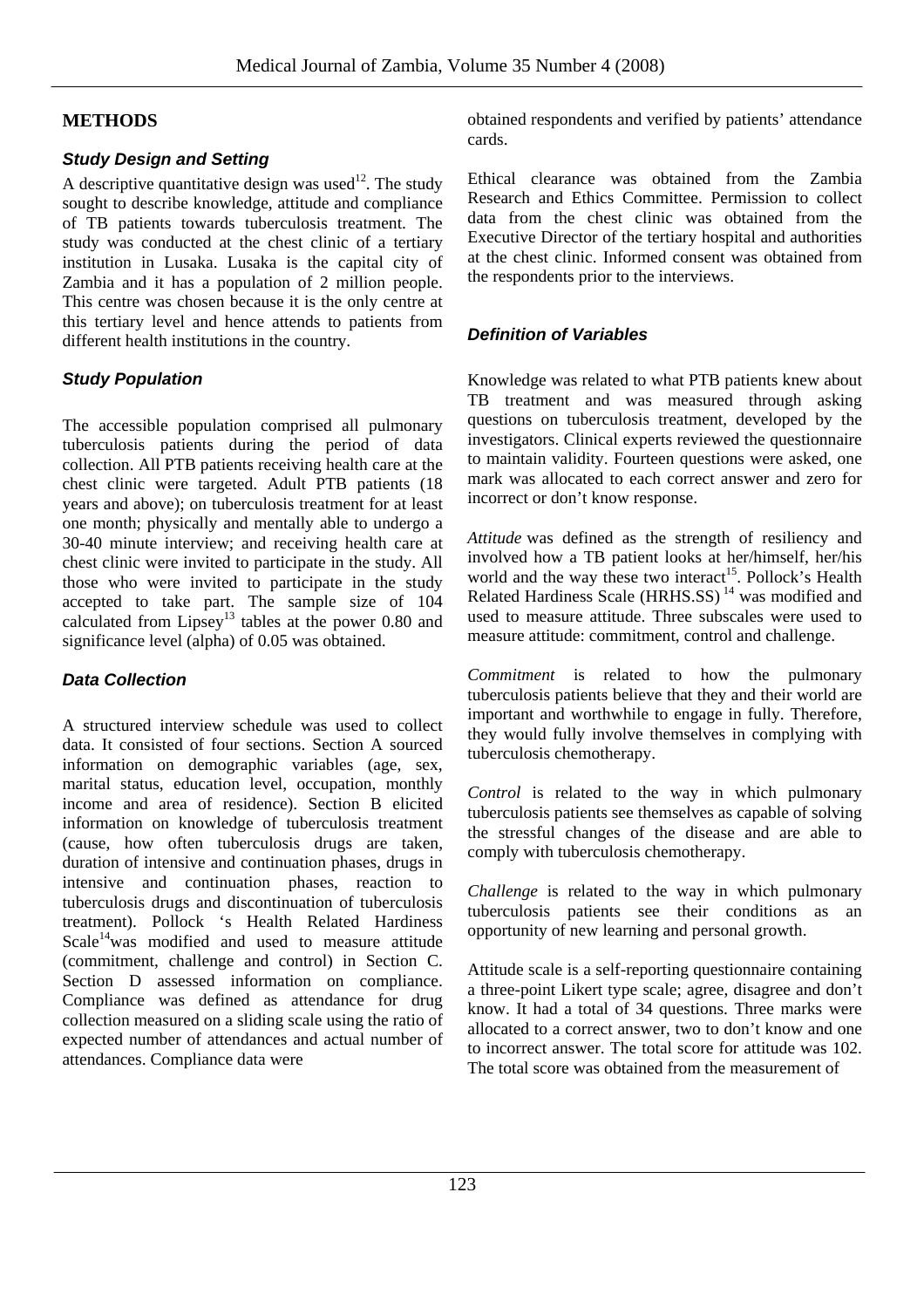## METHODS

### *Study Design and Setting*

A descriptive quantitative design was used[12]. The study sought to describe knowledge, attitude and compliance of TB patients towards tuberculosis treatment. The study was conducted at the chest clinic of a tertiary institution in Lusaka. Lusaka is the capital city of Zambia and it has a population of 2 million people. This centre was chosen because it is the only centre at this tertiary level and hence attends to patients from different health institutions in the country.

### *Study Population*

The accessible population comprised all pulmonary tuberculosis patients during the period of data collection. All PTB patients receiving health care at the chest clinic were targeted. Adult PTB patients (18 years and above); on tuberculosis treatment for at least one month; physically and mentally able to undergo a 30-40 minute interview; and receiving health care at chest clinic were invited to participate in the study. All those who were invited to participate in the study accepted to take part. The sample size of 104 calculated from Lipsey[13] tables at the power 0.80 and significance level (alpha) of 0.05 was obtained.

### *Data Collection*

A structured interview schedule was used to collect data. It consisted of four sections. Section A sourced information on demographic variables (age, sex, marital status, education level, occupation, monthly income and area of residence). Section B elicited information on knowledge of tuberculosis treatment (cause, how often tuberculosis drugs are taken, duration of intensive and continuation phases, drugs in intensive and continuation phases, reaction to tuberculosis drugs and discontinuation of tuberculosis treatment). Pollock 's Health Related Hardiness Scale[14]was modified and used to measure attitude (commitment, challenge and control) in Section C. Section D assessed information on compliance. Compliance was defined as attendance for drug collection measured on a sliding scale using the ratio of expected number of attendances and actual number of attendances. Compliance data were obtained respondents and verified by patients' attendance cards.

Ethical clearance was obtained from the Zambia Research and Ethics Committee. Permission to collect data from the chest clinic was obtained from the Executive Director of the tertiary hospital and authorities at the chest clinic. Informed consent was obtained from the respondents prior to the interviews.

### *Definition of Variables*

Knowledge was related to what PTB patients knew about TB treatment and was measured through asking questions on tuberculosis treatment, developed by the investigators. Clinical experts reviewed the questionnaire to maintain validity. Fourteen questions were asked, one mark was allocated to each correct answer and zero for incorrect or don't know response.

*Attitude* was defined as the strength of resiliency and involved how a TB patient looks at her/himself, her/his world and the way these two interact[15]. Pollock's Health Related Hardiness Scale (HRHS.SS) [14] was modified and used to measure attitude. Three subscales were used to measure attitude: commitment, control and challenge.

*Commitment* is related to how the pulmonary tuberculosis patients believe that they and their world are important and worthwhile to engage in fully. Therefore, they would fully involve themselves in complying with tuberculosis chemotherapy.

*Control* is related to the way in which pulmonary tuberculosis patients see themselves as capable of solving the stressful changes of the disease and are able to comply with tuberculosis chemotherapy.

*Challenge* is related to the way in which pulmonary tuberculosis patients see their conditions as an opportunity of new learning and personal growth.

Attitude scale is a self-reporting questionnaire containing a three-point Likert type scale; agree, disagree and don't know. It had a total of 34 questions. Three marks were allocated to a correct answer, two to don't know and one to incorrect answer. The total score for attitude was 102. The total score was obtained from the measurement of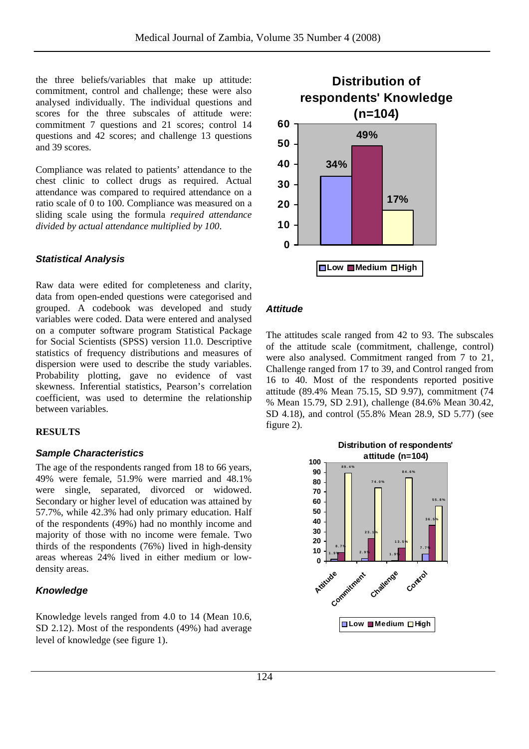the three beliefs/variables that make up attitude: commitment, control and challenge; these were also analysed individually. The individual questions and scores for the three subscales of attitude were: commitment 7 questions and 21 scores; control 14 questions and 42 scores; and challenge 13 questions and 39 scores.

Compliance was related to patients' attendance to the chest clinic to collect drugs as required. Actual attendance was compared to required attendance on a ratio scale of 0 to 100. Compliance was measured on a sliding scale using the formula *required attendance divided by actual attendance multiplied by 100*.

### *Statistical Analysis*

Raw data were edited for completeness and clarity, data from open-ended questions were categorised and grouped. A codebook was developed and study variables were coded. Data were entered and analysed on a computer software program Statistical Package for Social Scientists (SPSS) version 11.0. Descriptive statistics of frequency distributions and measures of dispersion were used to describe the study variables. Probability plotting, gave no evidence of vast skewness. Inferential statistics, Pearson's correlation coefficient, was used to determine the relationship between variables.

## RESULTS

### *Sample Characteristics*

The age of the respondents ranged from 18 to 66 years, 49% were female, 51.9% were married and 48.1% were single, separated, divorced or widowed. Secondary or higher level of education was attained by 57.7%, while 42.3% had only primary education. Half of the respondents (49%) had no monthly income and majority of those with no income were female. Two thirds of the respondents (76%) lived in high-density areas whereas 24% lived in either medium or low-density areas.

### *Knowledge*

Knowledge levels ranged from 4.0 to 14 (Mean 10.6, SD 2.12). Most of the respondents (49%) had average level of knowledge (see figure 1).

**Distribution of respondents' Knowledge (n=104)**

0
10
20
30
40
50
60

34%
49%
17%

Low Medium High

### *Attitude*

The attitudes scale ranged from 42 to 93. The subscales of the attitude scale (commitment, challenge, control) were also analysed. Commitment ranged from 7 to 21, Challenge ranged from 17 to 39, and Control ranged from 16 to 40. Most of the respondents reported positive attitude (89.4% Mean 75.15, SD 9.97), commitment (74 % Mean 15.79, SD 2.91), challenge (84.6% Mean 30.42, SD 4.18), and control (55.8% Mean 28.9, SD 5.77) (see figure 2).

**Distribution of respondents' attitude (n=104)**

0
10
20
30
40
50
60
70
80
90
100

1.9%
8.7%
89.4%
2.9%
23.1%
74.0%
1.9%
13.5%
84.6%
7.7%
36.5%
55.8%

Attitude
Commitment
Challenge
Control

Low Medium High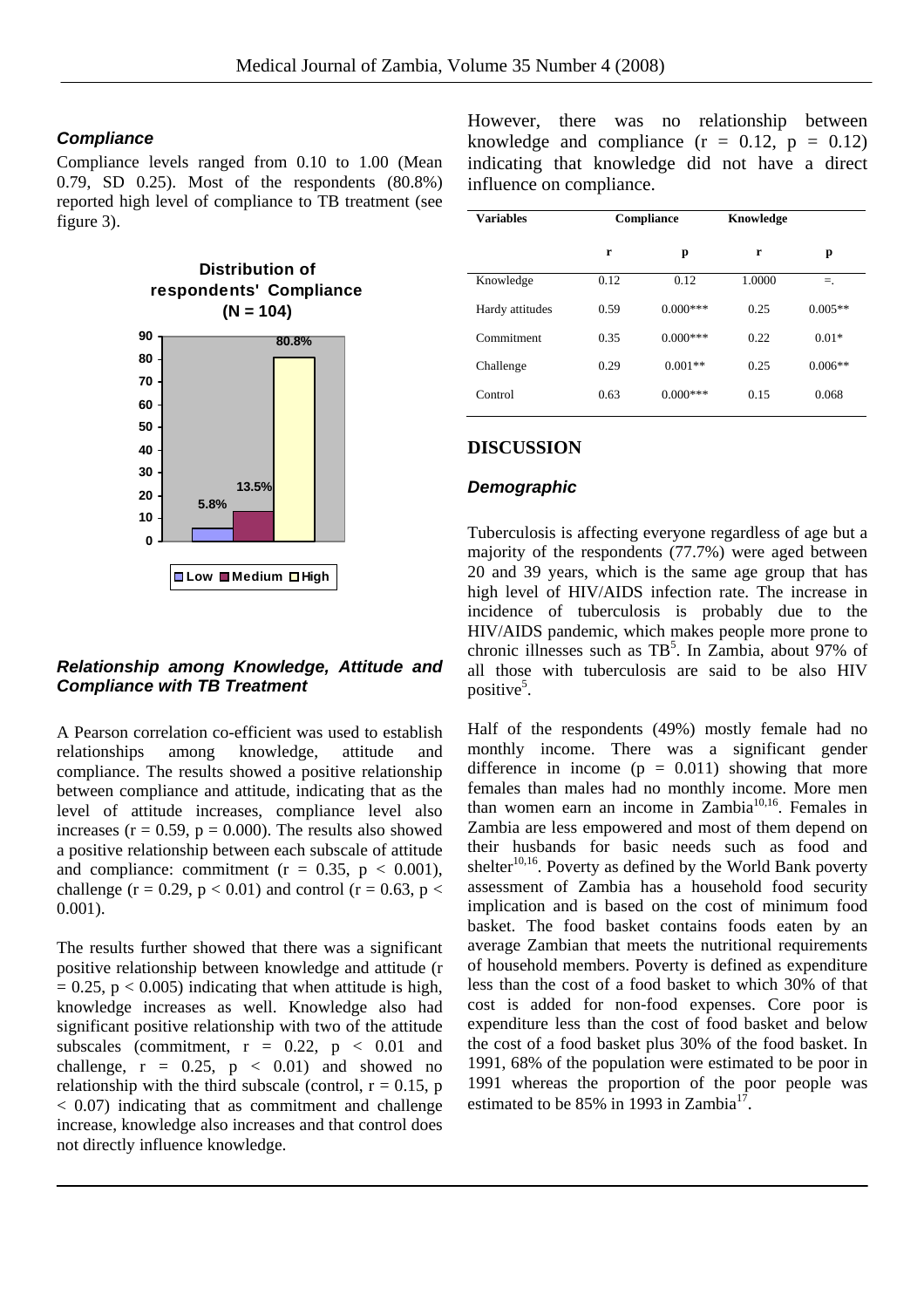### *Compliance*

Compliance levels ranged from 0.10 to 1.00 (Mean 0.79, SD 0.25). Most of the respondents (80.8%) reported high level of compliance to TB treatment (see figure 3).

**Distribution of respondents' Compliance (N = 104)**

90
80
70
60
50
40
30
20
10
0

5.8%
13.5%
80.8%

Low   Medium   High

### *Relationship among Knowledge, Attitude and Compliance with TB Treatment*

A Pearson correlation co-efficient was used to establish relationships among knowledge, attitude and compliance. The results showed a positive relationship between compliance and attitude, indicating that as the level of attitude increases, compliance level also increases ($r = 0.59$, $p = 0.000$). The results also showed a positive relationship between each subscale of attitude and compliance: commitment ($r = 0.35$, $p < 0.001$), challenge ($r = 0.29$, $p < 0.01$) and control ($r = 0.63$, $p < 0.001$).

The results further showed that there was a significant positive relationship between knowledge and attitude ($r = 0.25$, $p < 0.005$) indicating that when attitude is high, knowledge increases as well. Knowledge also had significant positive relationship with two of the attitude subscales (commitment, $r = 0.22$, $p < 0.01$ and challenge, $r = 0.25$, $p < 0.01$) and showed no relationship with the third subscale (control, $r = 0.15$, $p < 0.07$) indicating that as commitment and challenge increase, knowledge also increases and that control does not directly influence knowledge.

However, there was no relationship between knowledge and compliance ($r = 0.12$, $p = 0.12$) indicating that knowledge did not have a direct influence on compliance.

| Variables | Compliance | | Knowledge | |
|---|---|---|---|---|
| | r | p | r | p |
| Knowledge | 0.12 | 0.12 | 1.0000 | =. |
| Hardy attitudes | 0.59 | 0.000*** | 0.25 | 0.005** |
| Commitment | 0.35 | 0.000*** | 0.22 | 0.01* |
| Challenge | 0.29 | 0.001** | 0.25 | 0.006** |
| Control | 0.63 | 0.000*** | 0.15 | 0.068 |

## DISCUSSION

### *Demographic*

Tuberculosis is affecting everyone regardless of age but a majority of the respondents (77.7%) were aged between 20 and 39 years, which is the same age group that has high level of HIV/AIDS infection rate. The increase in incidence of tuberculosis is probably due to the HIV/AIDS pandemic, which makes people more prone to chronic illnesses such as TB[5]. In Zambia, about 97% of all those with tuberculosis are said to be also HIV positive[5].

Half of the respondents (49%) mostly female had no monthly income. There was a significant gender difference in income ($p = 0.011$) showing that more females than males had no monthly income. More men than women earn an income in Zambia[10,16]. Females in Zambia are less empowered and most of them depend on their husbands for basic needs such as food and shelter[10,16]. Poverty as defined by the World Bank poverty assessment of Zambia has a household food security implication and is based on the cost of minimum food basket. The food basket contains foods eaten by an average Zambian that meets the nutritional requirements of household members. Poverty is defined as expenditure less than the cost of a food basket to which 30% of that cost is added for non-food expenses. Core poor is expenditure less than the cost of food basket and below the cost of a food basket plus 30% of the food basket. In 1991, 68% of the population were estimated to be poor in 1991 whereas the proportion of the poor people was estimated to be 85% in 1993 in Zambia[17].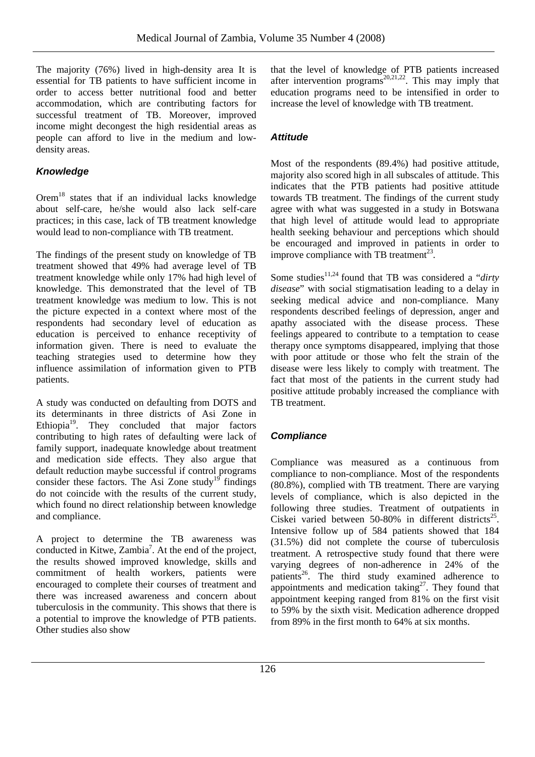The majority (76%) lived in high-density area It is essential for TB patients to have sufficient income in order to access better nutritional food and better accommodation, which are contributing factors for successful treatment of TB. Moreover, improved income might decongest the high residential areas as people can afford to live in the medium and low-density areas.

### *Knowledge*

Orem[18] states that if an individual lacks knowledge about self-care, he/she would also lack self-care practices; in this case, lack of TB treatment knowledge would lead to non-compliance with TB treatment.

The findings of the present study on knowledge of TB treatment showed that 49% had average level of TB treatment knowledge while only 17% had high level of knowledge. This demonstrated that the level of TB treatment knowledge was medium to low. This is not the picture expected in a context where most of the respondents had secondary level of education as education is perceived to enhance receptivity of information given. There is need to evaluate the teaching strategies used to determine how they influence assimilation of information given to PTB patients.

A study was conducted on defaulting from DOTS and its determinants in three districts of Asi Zone in Ethiopia[19]. They concluded that major factors contributing to high rates of defaulting were lack of family support, inadequate knowledge about treatment and medication side effects. They also argue that default reduction maybe successful if control programs consider these factors. The Asi Zone study[19] findings do not coincide with the results of the current study, which found no direct relationship between knowledge and compliance.

A project to determine the TB awareness was conducted in Kitwe, Zambia[7]. At the end of the project, the results showed improved knowledge, skills and commitment of health workers, patients were encouraged to complete their courses of treatment and there was increased awareness and concern about tuberculosis in the community. This shows that there is a potential to improve the knowledge of PTB patients. Other studies also show that the level of knowledge of PTB patients increased after intervention programs[20,21,22]. This may imply that education programs need to be intensified in order to increase the level of knowledge with TB treatment.

### *Attitude*

Most of the respondents (89.4%) had positive attitude, majority also scored high in all subscales of attitude. This indicates that the PTB patients had positive attitude towards TB treatment. The findings of the current study agree with what was suggested in a study in Botswana that high level of attitude would lead to appropriate health seeking behaviour and perceptions which should be encouraged and improved in patients in order to improve compliance with TB treatment[23].

Some studies[11,24] found that TB was considered a "*dirty disease*" with social stigmatisation leading to a delay in seeking medical advice and non-compliance. Many respondents described feelings of depression, anger and apathy associated with the disease process. These feelings appeared to contribute to a temptation to cease therapy once symptoms disappeared, implying that those with poor attitude or those who felt the strain of the disease were less likely to comply with treatment. The fact that most of the patients in the current study had positive attitude probably increased the compliance with TB treatment.

### *Compliance*

Compliance was measured as a continuous from compliance to non-compliance. Most of the respondents (80.8%), complied with TB treatment. There are varying levels of compliance, which is also depicted in the following three studies. Treatment of outpatients in Ciskei varied between 50-80% in different districts[25]. Intensive follow up of 584 patients showed that 184 (31.5%) did not complete the course of tuberculosis treatment. A retrospective study found that there were varying degrees of non-adherence in 24% of the patients[26]. The third study examined adherence to appointments and medication taking[27]. They found that appointment keeping ranged from 81% on the first visit to 59% by the sixth visit. Medication adherence dropped from 89% in the first month to 64% at six months.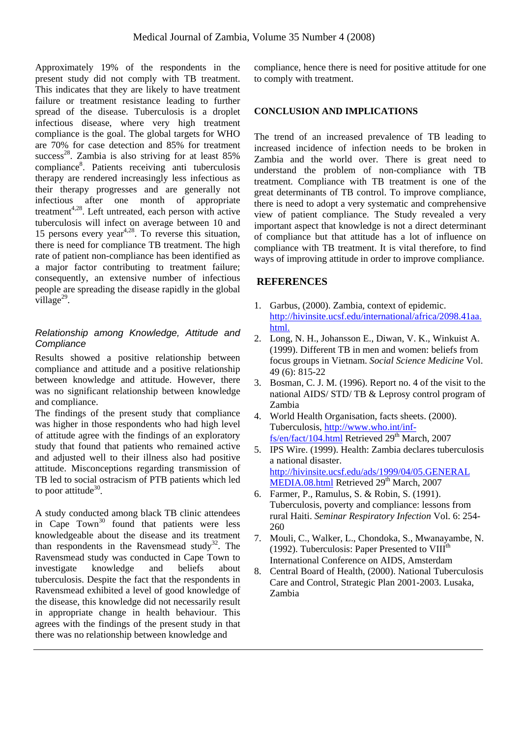Approximately 19% of the respondents in the present study did not comply with TB treatment. This indicates that they are likely to have treatment failure or treatment resistance leading to further spread of the disease. Tuberculosis is a droplet infectious disease, where very high treatment compliance is the goal. The global targets for WHO are 70% for case detection and 85% for treatment success[28]. Zambia is also striving for at least 85% compliance[8]. Patients receiving anti tuberculosis therapy are rendered increasingly less infectious as their therapy progresses and are generally not infectious after one month of appropriate treatment[4,28]. Left untreated, each person with active tuberculosis will infect on average between 10 and 15 persons every year[4,28]. To reverse this situation, there is need for compliance TB treatment. The high rate of patient non-compliance has been identified as a major factor contributing to treatment failure; consequently, an extensive number of infectious people are spreading the disease rapidly in the global village[29].

### *Relationship among Knowledge, Attitude and Compliance*

Results showed a positive relationship between compliance and attitude and a positive relationship between knowledge and attitude. However, there was no significant relationship between knowledge and compliance.

The findings of the present study that compliance was higher in those respondents who had high level of attitude agree with the findings of an exploratory study that found that patients who remained active and adjusted well to their illness also had positive attitude. Misconceptions regarding transmission of TB led to social ostracism of PTB patients which led to poor attitude[30].

A study conducted among black TB clinic attendees in Cape Town[30] found that patients were less knowledgeable about the disease and its treatment than respondents in the Ravensmead study[32]. The Ravensmead study was conducted in Cape Town to investigate knowledge and beliefs about tuberculosis. Despite the fact that the respondents in Ravensmead exhibited a level of good knowledge of the disease, this knowledge did not necessarily result in appropriate change in health behaviour. This agrees with the findings of the present study in that there was no relationship between knowledge and compliance, hence there is need for positive attitude for one to comply with treatment.

## CONCLUSION AND IMPLICATIONS

The trend of an increased prevalence of TB leading to increased incidence of infection needs to be broken in Zambia and the world over. There is great need to understand the problem of non-compliance with TB treatment. Compliance with TB treatment is one of the great determinants of TB control. To improve compliance, there is need to adopt a very systematic and comprehensive view of patient compliance. The Study revealed a very important aspect that knowledge is not a direct determinant of compliance but that attitude has a lot of influence on compliance with TB treatment. It is vital therefore, to find ways of improving attitude in order to improve compliance.

## REFERENCES

1. Garbus, (2000). Zambia, context of epidemic. http://hivinsite.ucsf.edu/international/africa/2098.41aa.html.
2. Long, N. H., Johansson E., Diwan, V. K., Winkuist A. (1999). Different TB in men and women: beliefs from focus groups in Vietnam. *Social Science Medicine* Vol. 49 (6): 815-22
3. Bosman, C. J. M. (1996). Report no. 4 of the visit to the national AIDS/ STD/ TB & Leprosy control program of Zambia
4. World Health Organisation, facts sheets. (2000). Tuberculosis, http://www.who.int/inf-fs/en/fact/104.html Retrieved 29th March, 2007
5. IPS Wire. (1999). Health: Zambia declares tuberculosis a national disaster. http://hivinsite.ucsf.edu/ads/1999/04/05.GENERALMEDIA.08.html Retrieved 29th March, 2007
6. Farmer, P., Ramulus, S. & Robin, S. (1991). Tuberculosis, poverty and compliance: lessons from rural Haiti. *Seminar Respiratory Infection* Vol. 6: 254-260
7. Mouli, C., Walker, L., Chondoka, S., Mwanayambe, N. (1992). Tuberculosis: Paper Presented to VIIIth International Conference on AIDS, Amsterdam
8. Central Board of Health, (2000). National Tuberculosis Care and Control, Strategic Plan 2001-2003. Lusaka, Zambia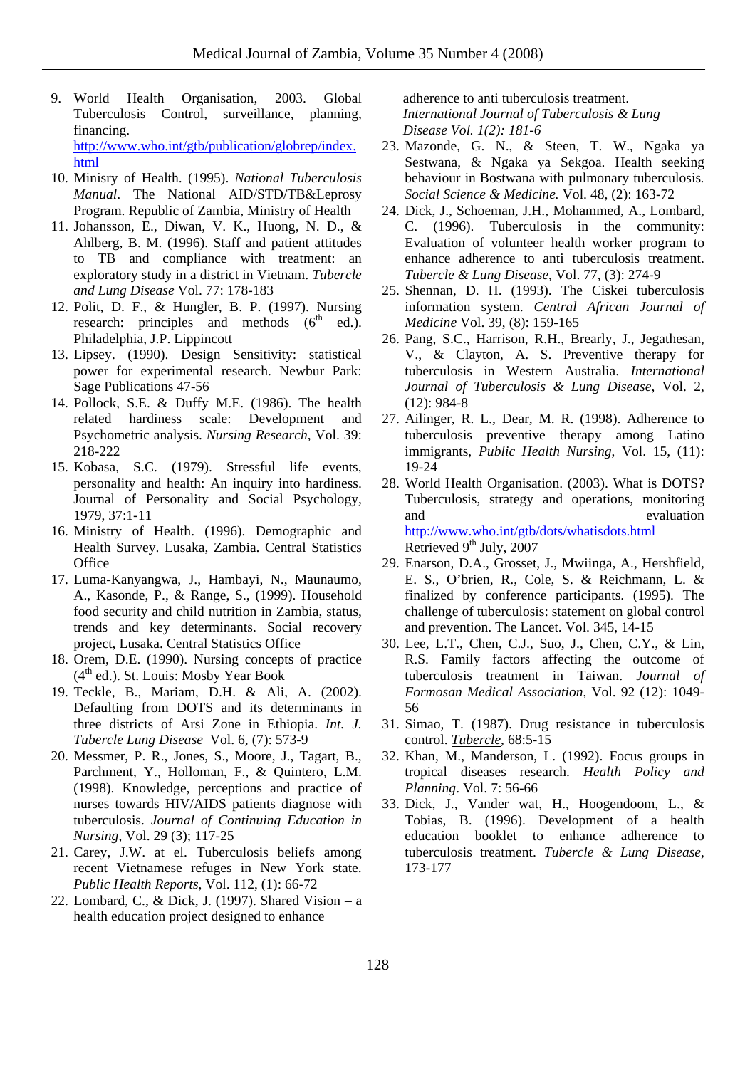9. World Health Organisation, 2003. Global Tuberculosis Control, surveillance, planning, financing. http://www.who.int/gtb/publication/globrep/index.html
10. Minisry of Health. (1995). *National Tuberculosis Manual*. The National AID/STD/TB&Leprosy Program. Republic of Zambia, Ministry of Health
11. Johansson, E., Diwan, V. K., Huong, N. D., & Ahlberg, B. M. (1996). Staff and patient attitudes to TB and compliance with treatment: an exploratory study in a district in Vietnam. *Tubercle and Lung Disease* Vol. 77: 178-183
12. Polit, D. F., & Hungler, B. P. (1997). Nursing research: principles and methods (6th ed.). Philadelphia, J.P. Lippincott
13. Lipsey. (1990). Design Sensitivity: statistical power for experimental research. Newbur Park: Sage Publications 47-56
14. Pollock, S.E. & Duffy M.E. (1986). The health related hardiness scale: Development and Psychometric analysis. *Nursing Research*, Vol. 39: 218-222
15. Kobasa, S.C. (1979). Stressful life events, personality and health: An inquiry into hardiness. Journal of Personality and Social Psychology, 1979, 37:1-11
16. Ministry of Health. (1996). Demographic and Health Survey. Lusaka, Zambia. Central Statistics Office
17. Luma-Kanyangwa, J., Hambayi, N., Maunaumo, A., Kasonde, P., & Range, S., (1999). Household food security and child nutrition in Zambia, status, trends and key determinants. Social recovery project, Lusaka. Central Statistics Office
18. Orem, D.E. (1990). Nursing concepts of practice (4th ed.). St. Louis: Mosby Year Book
19. Teckle, B., Mariam, D.H. & Ali, A. (2002). Defaulting from DOTS and its determinants in three districts of Arsi Zone in Ethiopia. *Int. J. Tubercle Lung Disease* Vol. 6, (7): 573-9
20. Messmer, P. R., Jones, S., Moore, J., Tagart, B., Parchment, Y., Holloman, F., & Quintero, L.M. (1998). Knowledge, perceptions and practice of nurses towards HIV/AIDS patients diagnose with tuberculosis. *Journal of Continuing Education in Nursing*, Vol. 29 (3); 117-25
21. Carey, J.W. at el. Tuberculosis beliefs among recent Vietnamese refuges in New York state. *Public Health Reports*, Vol. 112, (1): 66-72
22. Lombard, C., & Dick, J. (1997). Shared Vision – a health education project designed to enhance adherence to anti tuberculosis treatment. *International Journal of Tuberculosis & Lung Disease Vol. 1(2): 181-6*
23. Mazonde, G. N., & Steen, T. W., Ngaka ya Sestwana, & Ngaka ya Sekgoa. Health seeking behaviour in Bostwana with pulmonary tuberculosis. *Social Science & Medicine.* Vol. 48, (2): 163-72
24. Dick, J., Schoeman, J.H., Mohammed, A., Lombard, C. (1996). Tuberculosis in the community: Evaluation of volunteer health worker program to enhance adherence to anti tuberculosis treatment. *Tubercle & Lung Disease*, Vol. 77, (3): 274-9
25. Shennan, D. H. (1993). The Ciskei tuberculosis information system. *Central African Journal of Medicine* Vol. 39, (8): 159-165
26. Pang, S.C., Harrison, R.H., Brearly, J., Jegathesan, V., & Clayton, A. S. Preventive therapy for tuberculosis in Western Australia. *International Journal of Tuberculosis & Lung Disease*, Vol. 2, (12): 984-8
27. Ailinger, R. L., Dear, M. R. (1998). Adherence to tuberculosis preventive therapy among Latino immigrants, *Public Health Nursing*, Vol. 15, (11): 19-24
28. World Health Organisation. (2003). What is DOTS? Tuberculosis, strategy and operations, monitoring and evaluation http://www.who.int/gtb/dots/whatisdots.html Retrieved 9th July, 2007
29. Enarson, D.A., Grosset, J., Mwiinga, A., Hershfield, E. S., O'brien, R., Cole, S. & Reichmann, L. & finalized by conference participants. (1995). The challenge of tuberculosis: statement on global control and prevention. The Lancet. Vol. 345, 14-15
30. Lee, L.T., Chen, C.J., Suo, J., Chen, C.Y., & Lin, R.S. Family factors affecting the outcome of tuberculosis treatment in Taiwan. *Journal of Formosan Medical Association*, Vol. 92 (12): 1049-56
31. Simao, T. (1987). Drug resistance in tuberculosis control. *Tubercle*, 68:5-15
32. Khan, M., Manderson, L. (1992). Focus groups in tropical diseases research. *Health Policy and Planning*. Vol. 7: 56-66
33. Dick, J., Vander wat, H., Hoogendoom, L., & Tobias, B. (1996). Development of a health education booklet to enhance adherence to tuberculosis treatment. *Tubercle & Lung Disease*, 173-177